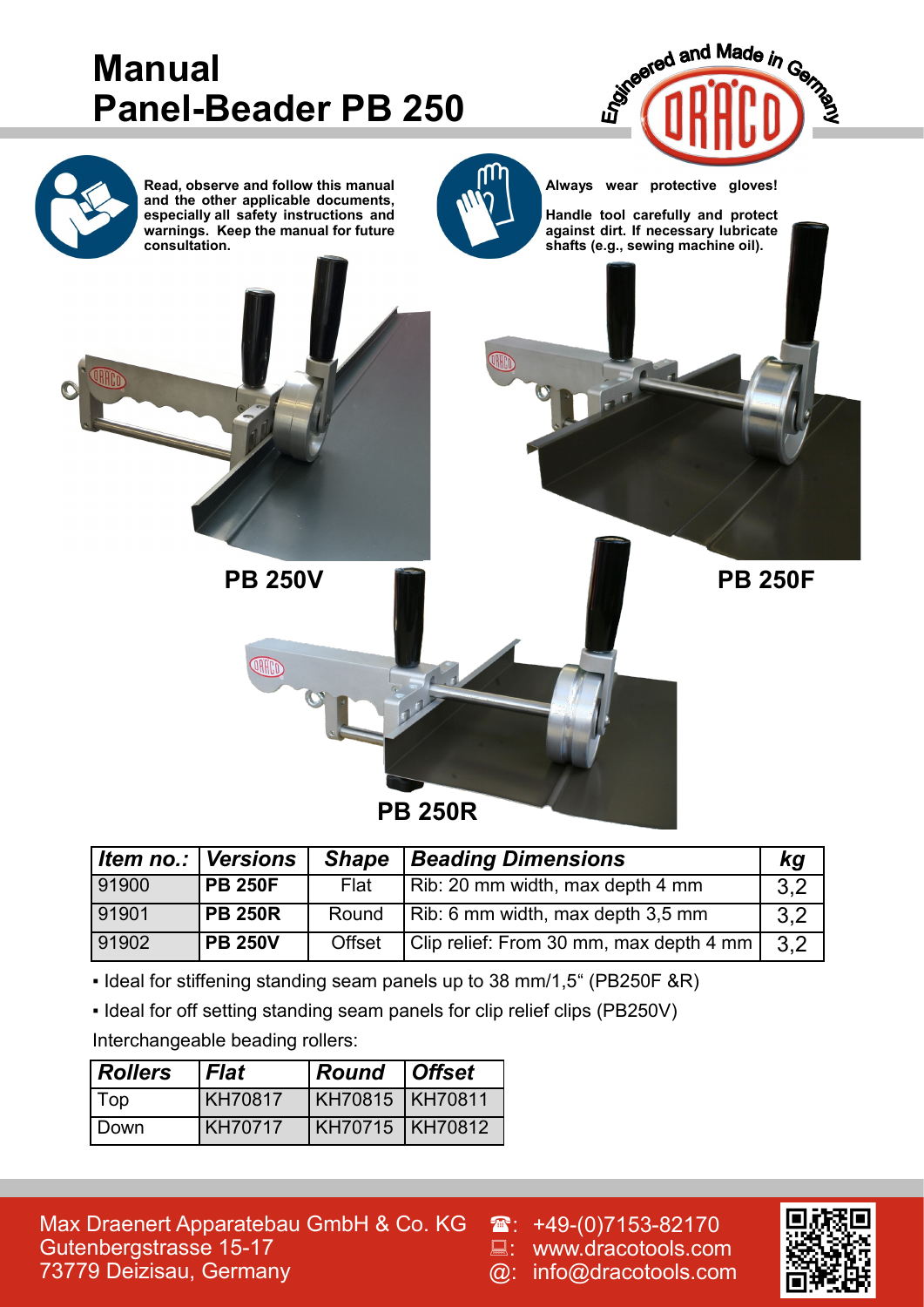# Manual
# Panel-Beader PB 250

Engineered and Made in Germany

DRACO

**Read, observe and follow this manual and the other applicable documents, especially all safety instructions and warnings. Keep the manual for future consultation.**

**Always wear protective gloves!**

**Handle tool carefully and protect against dirt. If necessary lubricate shafts (e.g., sewing machine oil).**

**PB 250V**

**PB 250F**

**PB 250R**

| *Item no.:* | *Versions* | *Shape* | *Beading Dimensions* | *kg* |
|---|---|---|---|---|
| 91900 | **PB 250F** | Flat | Rib: 20 mm width, max depth 4 mm | 3,2 |
| 91901 | **PB 250R** | Round | Rib: 6 mm width, max depth 3,5 mm | 3,2 |
| 91902 | **PB 250V** | Offset | Clip relief: From 30 mm, max depth 4 mm | 3,2 |

- Ideal for stiffening standing seam panels up to 38 mm/1,5“ (PB250F &R)
- Ideal for off setting standing seam panels for clip relief clips (PB250V)

Interchangeable beading rollers:

| *Rollers* | *Flat* | *Round* | *Offset* |
|---|---|---|---|
| Top | KH70817 | KH70815 | KH70811 |
| Down | KH70717 | KH70715 | KH70812 |

Max Draenert Apparatebau GmbH & Co. KG
Gutenbergstrasse 15-17
73779 Deizisau, Germany

☎: +49-(0)7153-82170
💻: www.dracotools.com
@: info@dracotools.com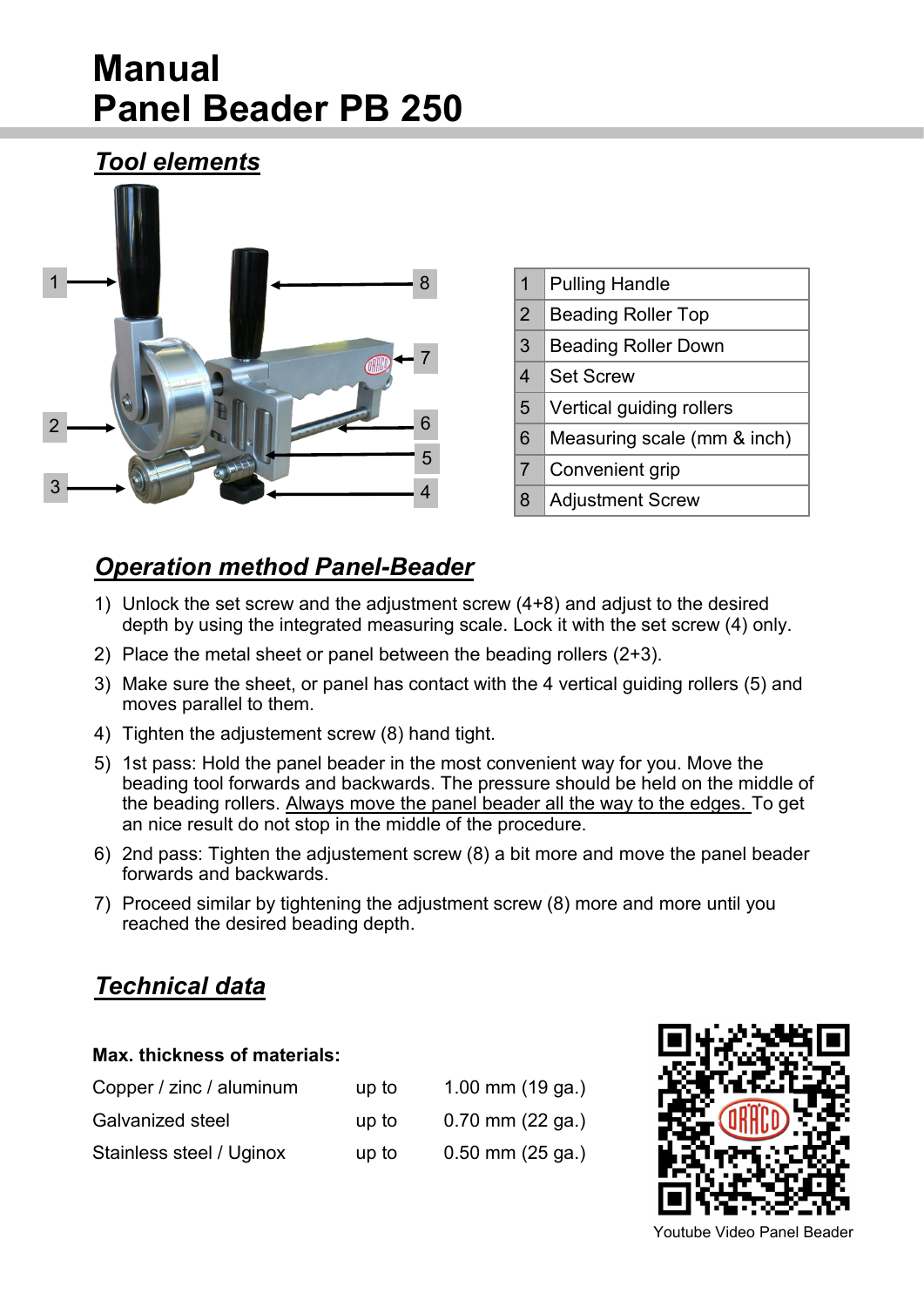# Manual
# Panel Beader PB 250

## *Tool elements*

| | |
|---|---|
| 1 | Pulling Handle |
| 2 | Beading Roller Top |
| 3 | Beading Roller Down |
| 4 | Set Screw |
| 5 | Vertical guiding rollers |
| 6 | Measuring scale (mm & inch) |
| 7 | Convenient grip |
| 8 | Adjustment Screw |

## *Operation method Panel-Beader*

1) Unlock the set screw and the adjustment screw (4+8) and adjust to the desired depth by using the integrated measuring scale. Lock it with the set screw (4) only.
2) Place the metal sheet or panel between the beading rollers (2+3).
3) Make sure the sheet, or panel has contact with the 4 vertical guiding rollers (5) and moves parallel to them.
4) Tighten the adjustement screw (8) hand tight.
5) 1st pass: Hold the panel beader in the most convenient way for you. Move the beading tool forwards and backwards. The pressure should be held on the middle of the beading rollers. Always move the panel beader all the way to the edges. To get an nice result do not stop in the middle of the procedure.
6) 2nd pass: Tighten the adjustement screw (8) a bit more and move the panel beader forwards and backwards.
7) Proceed similar by tightening the adjustment screw (8) more and more until you reached the desired beading depth.

## *Technical data*

**Max. thickness of materials:**

| | | |
|---|---|---|
| Copper / zinc / aluminum | up to | 1.00 mm (19 ga.) |
| Galvanized steel | up to | 0.70 mm (22 ga.) |
| Stainless steel / Uginox | up to | 0.50 mm (25 ga.) |

Youtube Video Panel Beader